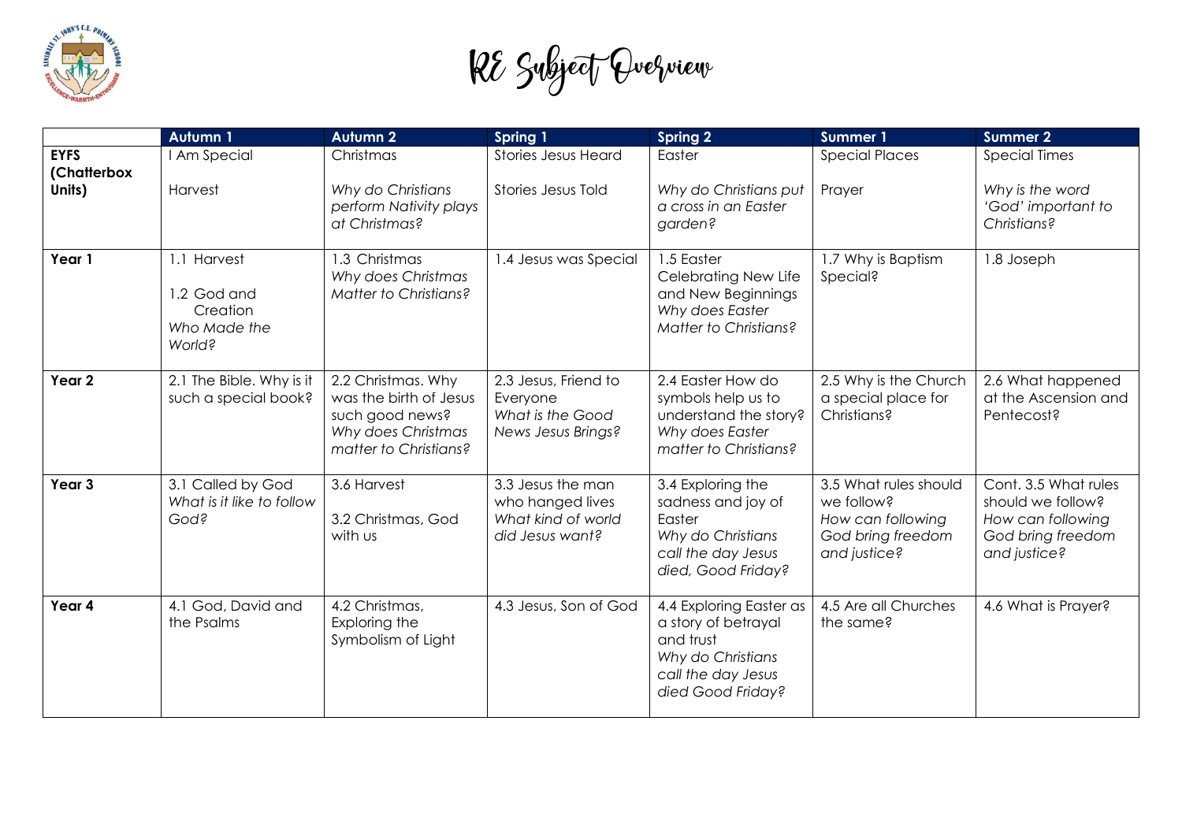# RE Subject Overview

| | Autumn 1 | Autumn 2 | Spring 1 | Spring 2 | Summer 1 | Summer 2 |
|---|---|---|---|---|---|---|
| **EYFS (Chatterbox Units)** | I Am Special<br><br>Harvest | Christmas<br><br>*Why do Christians perform Nativity plays at Christmas?* | Stories Jesus Heard<br><br>Stories Jesus Told | Easter<br><br>*Why do Christians put a cross in an Easter garden?* | Special Places<br><br>Prayer | Special Times<br><br>*Why is the word 'God' important to Christians?* |
| **Year 1** | 1.1 Harvest<br><br>1.2 God and Creation<br>*Who Made the World?* | 1.3 Christmas<br>*Why does Christmas Matter to Christians?* | 1.4 Jesus was Special | 1.5 Easter<br>Celebrating New Life and New Beginnings<br>*Why does Easter Matter to Christians?* | 1.7 Why is Baptism Special? | 1.8 Joseph |
| **Year 2** | 2.1 The Bible. Why is it such a special book? | 2.2 Christmas. Why was the birth of Jesus such good news?<br>*Why does Christmas matter to Christians?* | 2.3 Jesus, Friend to Everyone<br>*What is the Good News Jesus Brings?* | 2.4 Easter How do symbols help us to understand the story?<br>*Why does Easter matter to Christians?* | 2.5 Why is the Church a special place for Christians? | 2.6 What happened at the Ascension and Pentecost? |
| **Year 3** | 3.1 Called by God<br>*What is it like to follow God?* | 3.6 Harvest<br><br>3.2 Christmas, God with us | 3.3 Jesus the man who hanged lives<br>*What kind of world did Jesus want?* | 3.4 Exploring the sadness and joy of Easter<br>*Why do Christians call the day Jesus died, Good Friday?* | 3.5 What rules should we follow?<br>*How can following God bring freedom and justice?* | Cont. 3.5 What rules should we follow?<br>*How can following God bring freedom and justice?* |
| **Year 4** | 4.1 God, David and the Psalms | 4.2 Christmas, Exploring the Symbolism of Light | 4.3 Jesus, Son of God | 4.4 Exploring Easter as a story of betrayal and trust<br>*Why do Christians call the day Jesus died Good Friday?* | 4.5 Are all Churches the same? | 4.6 What is Prayer? |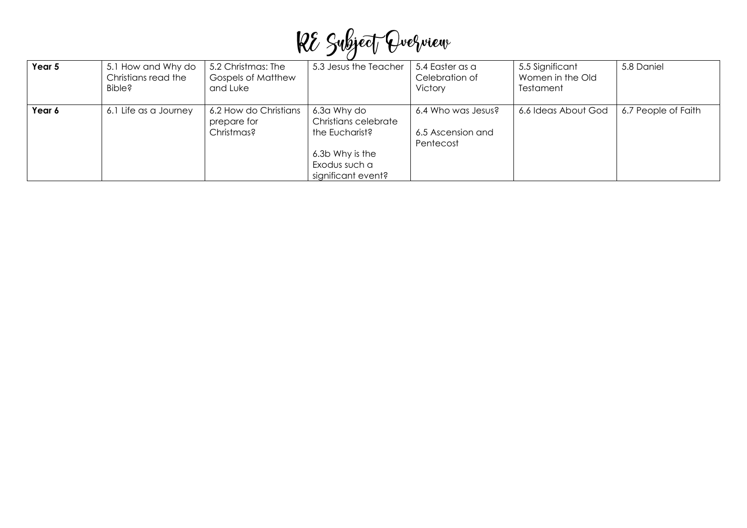# RE Subject Overview

| | | | | | | |
|---|---|---|---|---|---|---|
| **Year 5** | 5.1 How and Why do Christians read the Bible? | 5.2 Christmas: The Gospels of Matthew and Luke | 5.3 Jesus the Teacher | 5.4 Easter as a Celebration of Victory | 5.5 Significant Women in the Old Testament | 5.8 Daniel |
| **Year 6** | 6.1 Life as a Journey | 6.2 How do Christians prepare for Christmas? | 6.3a Why do Christians celebrate the Eucharist?<br><br>6.3b Why is the Exodus such a significant event? | 6.4 Who was Jesus?<br><br>6.5 Ascension and Pentecost | 6.6 Ideas About God | 6.7 People of Faith |